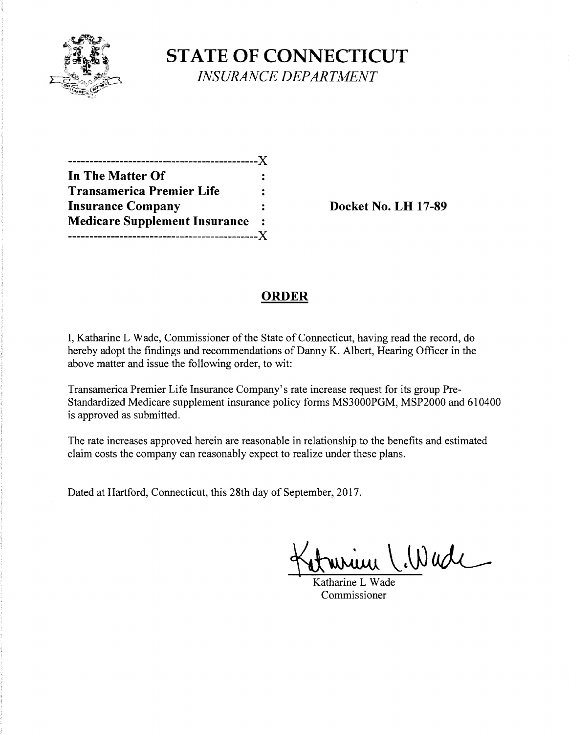# STATE OF CONNECTICUT

*INSURANCE DEPARTMENT*

```
--------------------------------------------X
In The Matter Of                            :
Transamerica Premier Life                   :
Insurance Company                           :        Docket No. LH 17-89
Medicare Supplement Insurance               :
--------------------------------------------X
```

**Docket No. LH 17-89**

## ORDER

I, Katharine L Wade, Commissioner of the State of Connecticut, having read the record, do hereby adopt the findings and recommendations of Danny K. Albert, Hearing Officer in the above matter and issue the following order, to wit:

Transamerica Premier Life Insurance Company's rate increase request for its group Pre-Standardized Medicare supplement insurance policy forms MS3000PGM, MSP2000 and 610400 is approved as submitted.

The rate increases approved herein are reasonable in relationship to the benefits and estimated claim costs the company can reasonably expect to realize under these plans.

Dated at Hartford, Connecticut, this 28th day of September, 2017.

Katharine L Wade
Commissioner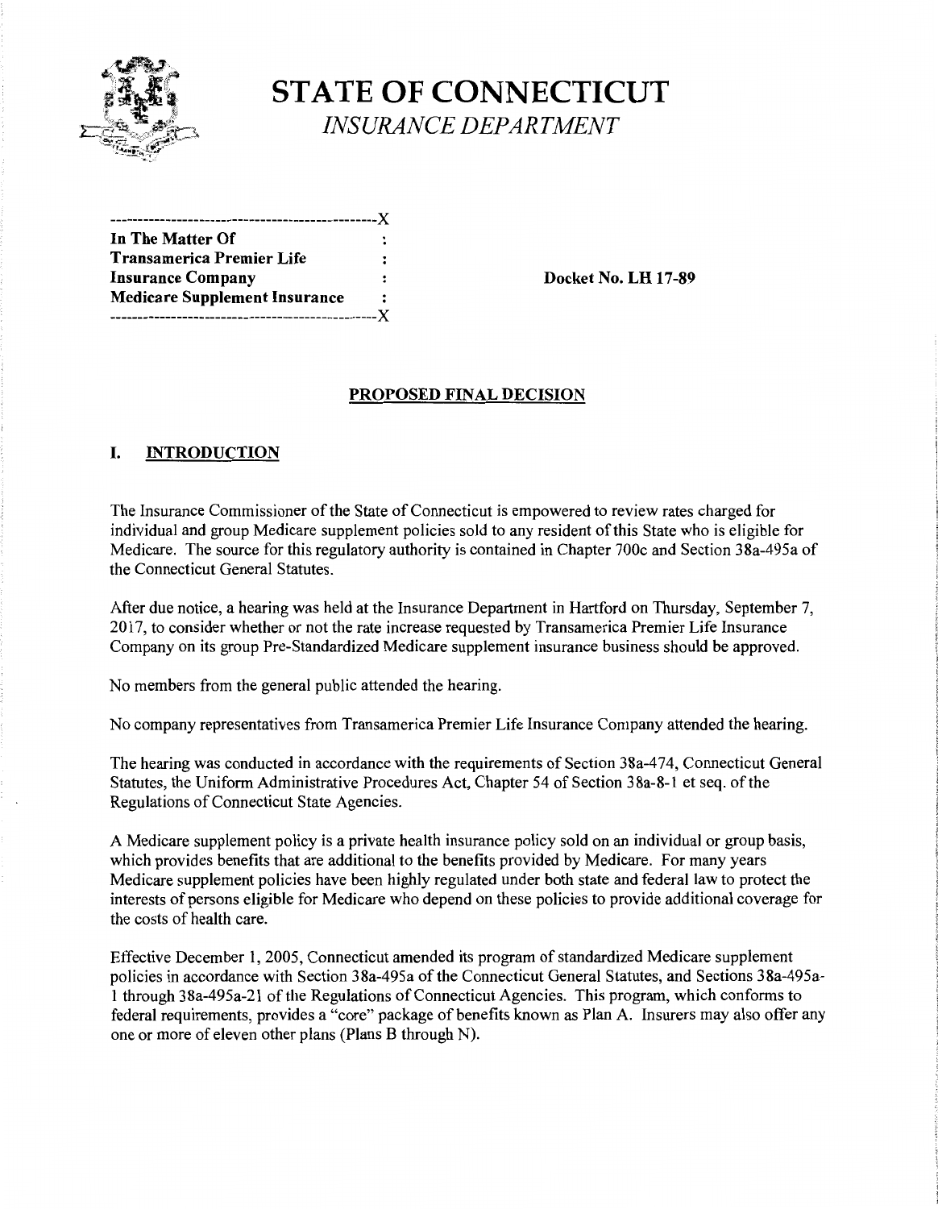# STATE OF CONNECTICUT
*INSURANCE DEPARTMENT*

```
-----------------------------------------------X
In The Matter Of                              :
Transamerica Premier Life                     :
Insurance Company                             :
Medicare Supplement Insurance                 :
-----------------------------------------------X
```

**In The Matter Of Transamerica Premier Life Insurance Company Medicare Supplement Insurance**

**Docket No. LH 17-89**

## PROPOSED FINAL DECISION

## I. INTRODUCTION

The Insurance Commissioner of the State of Connecticut is empowered to review rates charged for individual and group Medicare supplement policies sold to any resident of this State who is eligible for Medicare. The source for this regulatory authority is contained in Chapter 700c and Section 38a-495a of the Connecticut General Statutes.

After due notice, a hearing was held at the Insurance Department in Hartford on Thursday, September 7, 2017, to consider whether or not the rate increase requested by Transamerica Premier Life Insurance Company on its group Pre-Standardized Medicare supplement insurance business should be approved.

No members from the general public attended the hearing.

No company representatives from Transamerica Premier Life Insurance Company attended the hearing.

The hearing was conducted in accordance with the requirements of Section 38a-474, Connecticut General Statutes, the Uniform Administrative Procedures Act, Chapter 54 of Section 38a-8-1 et seq. of the Regulations of Connecticut State Agencies.

A Medicare supplement policy is a private health insurance policy sold on an individual or group basis, which provides benefits that are additional to the benefits provided by Medicare. For many years Medicare supplement policies have been highly regulated under both state and federal law to protect the interests of persons eligible for Medicare who depend on these policies to provide additional coverage for the costs of health care.

Effective December 1, 2005, Connecticut amended its program of standardized Medicare supplement policies in accordance with Section 38a-495a of the Connecticut General Statutes, and Sections 38a-495a-1 through 38a-495a-21 of the Regulations of Connecticut Agencies. This program, which conforms to federal requirements, provides a "core" package of benefits known as Plan A. Insurers may also offer any one or more of eleven other plans (Plans B through N).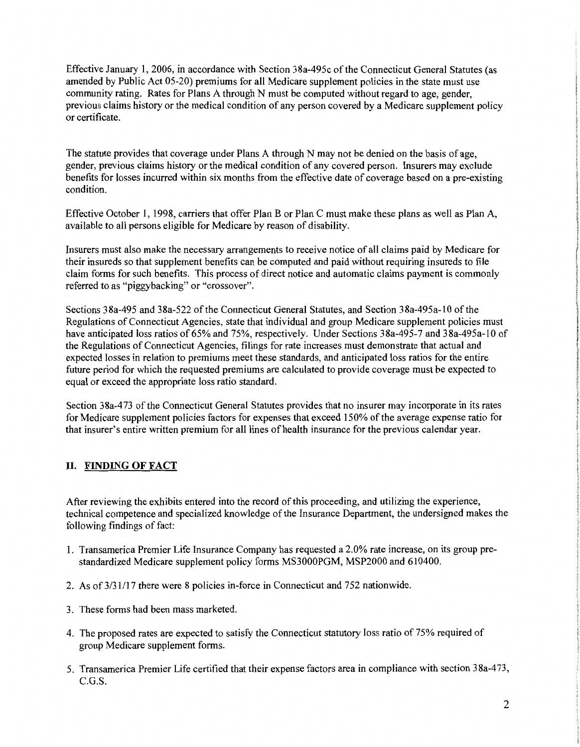Effective January 1, 2006, in accordance with Section 38a-495c of the Connecticut General Statutes (as amended by Public Act 05-20) premiums for all Medicare supplement policies in the state must use community rating. Rates for Plans A through N must be computed without regard to age, gender, previous claims history or the medical condition of any person covered by a Medicare supplement policy or certificate.

The statute provides that coverage under Plans A through N may not be denied on the basis of age, gender, previous claims history or the medical condition of any covered person. Insurers may exclude benefits for losses incurred within six months from the effective date of coverage based on a pre-existing condition.

Effective October 1, 1998, carriers that offer Plan B or Plan C must make these plans as well as Plan A, available to all persons eligible for Medicare by reason of disability.

Insurers must also make the necessary arrangements to receive notice of all claims paid by Medicare for their insureds so that supplement benefits can be computed and paid without requiring insureds to file claim forms for such benefits. This process of direct notice and automatic claims payment is commonly referred to as "piggybacking" or "crossover".

Sections 38a-495 and 38a-522 of the Connecticut General Statutes, and Section 38a-495a-10 of the Regulations of Connecticut Agencies, state that individual and group Medicare supplement policies must have anticipated loss ratios of 65% and 75%, respectively. Under Sections 38a-495-7 and 38a-495a-10 of the Regulations of Connecticut Agencies, filings for rate increases must demonstrate that actual and expected losses in relation to premiums meet these standards, and anticipated loss ratios for the entire future period for which the requested premiums are calculated to provide coverage must be expected to equal or exceed the appropriate loss ratio standard.

Section 38a-473 of the Connecticut General Statutes provides that no insurer may incorporate in its rates for Medicare supplement policies factors for expenses that exceed 150% of the average expense ratio for that insurer's entire written premium for all lines of health insurance for the previous calendar year.

## II. FINDING OF FACT

After reviewing the exhibits entered into the record of this proceeding, and utilizing the experience, technical competence and specialized knowledge of the Insurance Department, the undersigned makes the following findings of fact:

1. Transamerica Premier Life Insurance Company has requested a 2.0% rate increase, on its group pre-standardized Medicare supplement policy forms MS3000PGM, MSP2000 and 610400.
2. As of 3/31/17 there were 8 policies in-force in Connecticut and 752 nationwide.
3. These forms had been mass marketed.
4. The proposed rates are expected to satisfy the Connecticut statutory loss ratio of 75% required of group Medicare supplement forms.
5. Transamerica Premier Life certified that their expense factors area in compliance with section 38a-473, C.G.S.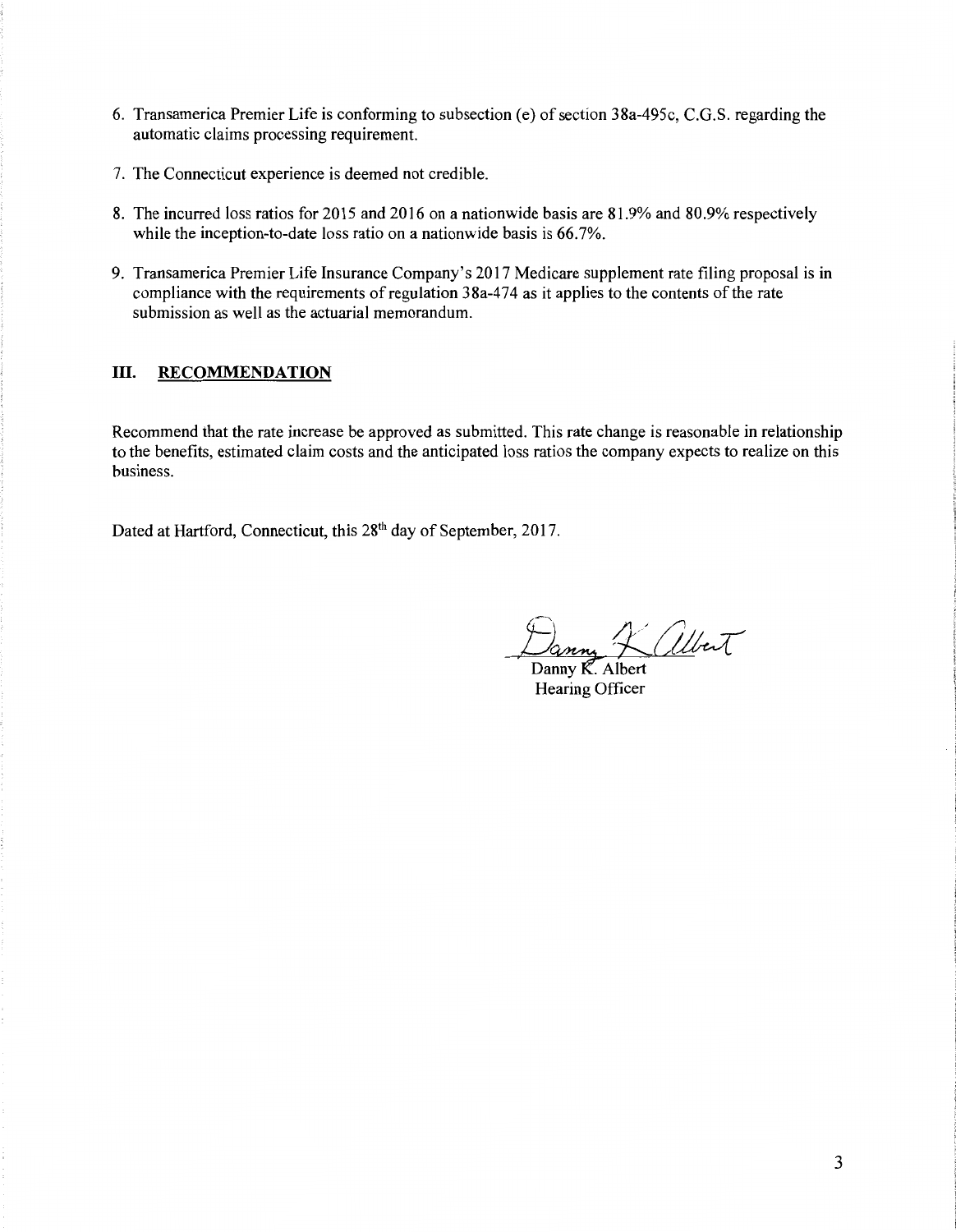6. Transamerica Premier Life is conforming to subsection (e) of section 38a-495c, C.G.S. regarding the automatic claims processing requirement.

7. The Connecticut experience is deemed not credible.

8. The incurred loss ratios for 2015 and 2016 on a nationwide basis are 81.9% and 80.9% respectively while the inception-to-date loss ratio on a nationwide basis is 66.7%.

9. Transamerica Premier Life Insurance Company's 2017 Medicare supplement rate filing proposal is in compliance with the requirements of regulation 38a-474 as it applies to the contents of the rate submission as well as the actuarial memorandum.

## III. RECOMMENDATION

Recommend that the rate increase be approved as submitted. This rate change is reasonable in relationship to the benefits, estimated claim costs and the anticipated loss ratios the company expects to realize on this business.

Dated at Hartford, Connecticut, this 28th day of September, 2017.

Danny K. Albert
Hearing Officer